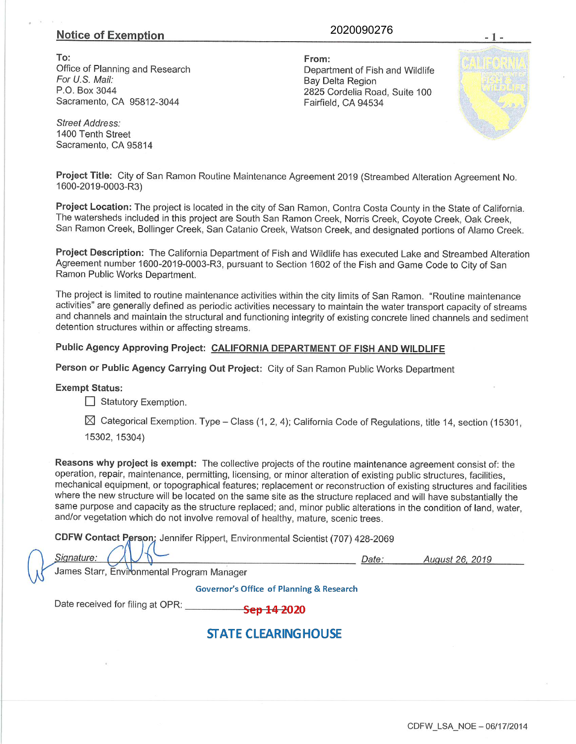## Notice of Exemption

2020090276

**To:**
Office of Planning and Research
*For U.S. Mail:*
P.O. Box 3044
Sacramento, CA 95812-3044

*Street Address:*
1400 Tenth Street
Sacramento, CA 95814

**From:**
Department of Fish and Wildlife
Bay Delta Region
2825 Cordelia Road, Suite 100
Fairfield, CA 94534

**Project Title:** City of San Ramon Routine Maintenance Agreement 2019 (Streambed Alteration Agreement No. 1600-2019-0003-R3)

**Project Location:** The project is located in the city of San Ramon, Contra Costa County in the State of California. The watersheds included in this project are South San Ramon Creek, Norris Creek, Coyote Creek, Oak Creek, San Ramon Creek, Bollinger Creek, San Catanio Creek, Watson Creek, and designated portions of Alamo Creek.

**Project Description:** The California Department of Fish and Wildlife has executed Lake and Streambed Alteration Agreement number 1600-2019-0003-R3, pursuant to Section 1602 of the Fish and Game Code to City of San Ramon Public Works Department.

The project is limited to routine maintenance activities within the city limits of San Ramon. "Routine maintenance activities" are generally defined as periodic activities necessary to maintain the water transport capacity of streams and channels and maintain the structural and functioning integrity of existing concrete lined channels and sediment detention structures within or affecting streams.

**Public Agency Approving Project:** CALIFORNIA DEPARTMENT OF FISH AND WILDLIFE

**Person or Public Agency Carrying Out Project:** City of San Ramon Public Works Department

**Exempt Status:**

☐ Statutory Exemption.

☒ Categorical Exemption. Type – Class (1, 2, 4); California Code of Regulations, title 14, section (15301, 15302, 15304)

**Reasons why project is exempt:** The collective projects of the routine maintenance agreement consist of: the operation, repair, maintenance, permitting, licensing, or minor alteration of existing public structures, facilities, mechanical equipment, or topographical features; replacement or reconstruction of existing structures and facilities where the new structure will be located on the same site as the structure replaced and will have substantially the same purpose and capacity as the structure replaced; and, minor public alterations in the condition of land, water, and/or vegetation which do not involve removal of healthy, mature, scenic trees.

**CDFW Contact Person:** Jennifer Rippert, Environmental Scientist (707) 428-2069

*Signature:* [signature] *Date:* *August 26, 2019*
James Starr, Environmental Program Manager

Governor's Office of Planning & Research

Date received for filing at OPR: Sep 14 2020

STATE CLEARINGHOUSE

CDFW_LSA_NOE – 06/17/2014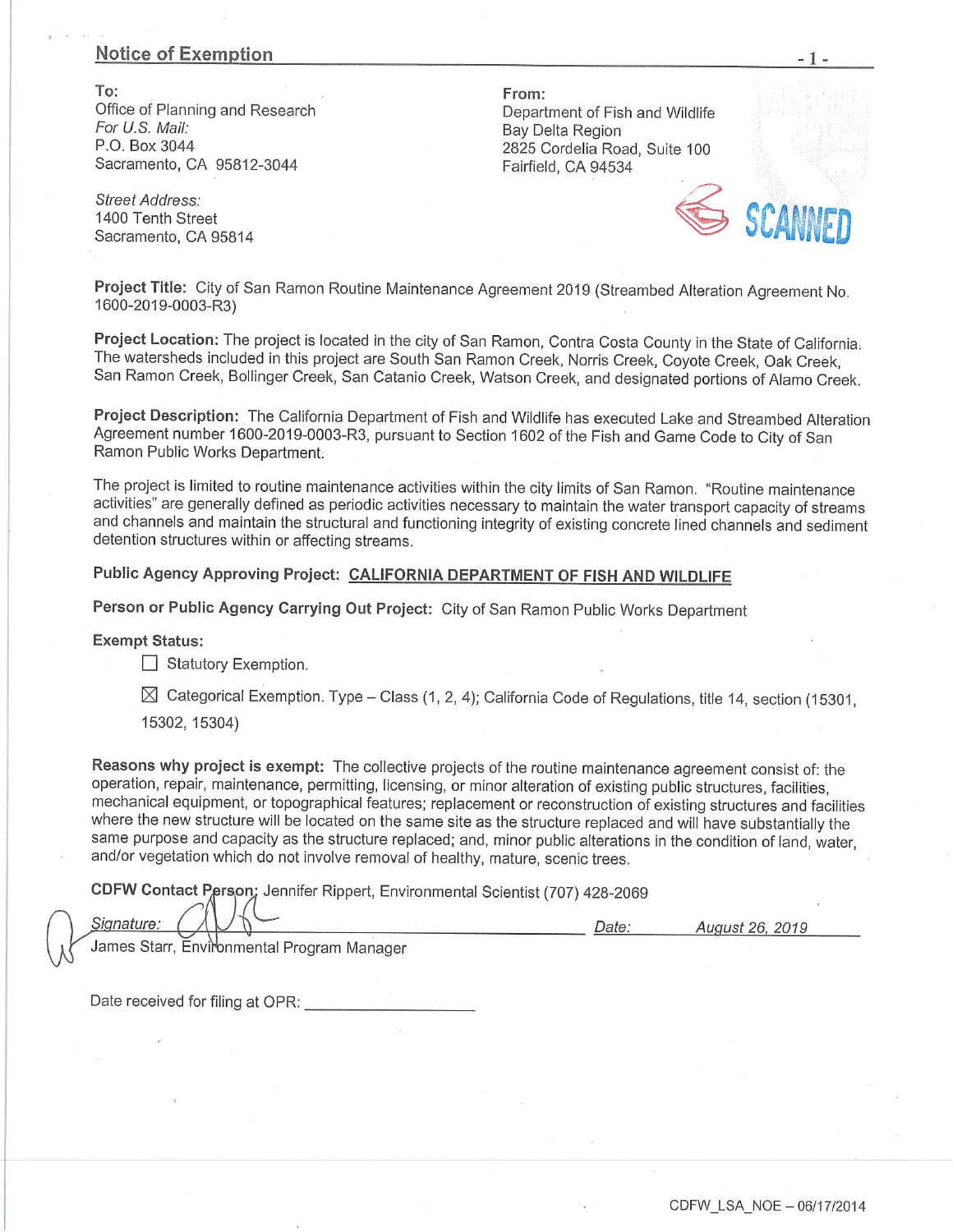## Notice of Exemption

**To:**
Office of Planning and Research
*For U.S. Mail:*
P.O. Box 3044
Sacramento, CA 95812-3044

*Street Address:*
1400 Tenth Street
Sacramento, CA 95814

**From:**
Department of Fish and Wildlife
Bay Delta Region
2825 Cordelia Road, Suite 100
Fairfield, CA 94534

SCANNED

**Project Title:** City of San Ramon Routine Maintenance Agreement 2019 (Streambed Alteration Agreement No. 1600-2019-0003-R3)

**Project Location:** The project is located in the city of San Ramon, Contra Costa County in the State of California. The watersheds included in this project are South San Ramon Creek, Norris Creek, Coyote Creek, Oak Creek, San Ramon Creek, Bollinger Creek, San Catanio Creek, Watson Creek, and designated portions of Alamo Creek.

**Project Description:** The California Department of Fish and Wildlife has executed Lake and Streambed Alteration Agreement number 1600-2019-0003-R3, pursuant to Section 1602 of the Fish and Game Code to City of San Ramon Public Works Department.

The project is limited to routine maintenance activities within the city limits of San Ramon. "Routine maintenance activities" are generally defined as periodic activities necessary to maintain the water transport capacity of streams and channels and maintain the structural and functioning integrity of existing concrete lined channels and sediment detention structures within or affecting streams.

**Public Agency Approving Project:** CALIFORNIA DEPARTMENT OF FISH AND WILDLIFE

**Person or Public Agency Carrying Out Project:** City of San Ramon Public Works Department

**Exempt Status:**

- ☐ Statutory Exemption.
- ☒ Categorical Exemption. Type – Class (1, 2, 4); California Code of Regulations, title 14, section (15301, 15302, 15304)

**Reasons why project is exempt:** The collective projects of the routine maintenance agreement consist of: the operation, repair, maintenance, permitting, licensing, or minor alteration of existing public structures, facilities, mechanical equipment, or topographical features; replacement or reconstruction of existing structures and facilities where the new structure will be located on the same site as the structure replaced and will have substantially the same purpose and capacity as the structure replaced; and, minor public alterations in the condition of land, water, and/or vegetation which do not involve removal of healthy, mature, scenic trees.

**CDFW Contact Person:** Jennifer Rippert, Environmental Scientist (707) 428-2069

*Signature:* [signature] *Date:* *August 26, 2019*
James Starr, Environmental Program Manager

Date received for filing at OPR: ____________________

CDFW_LSA_NOE – 06/17/2014